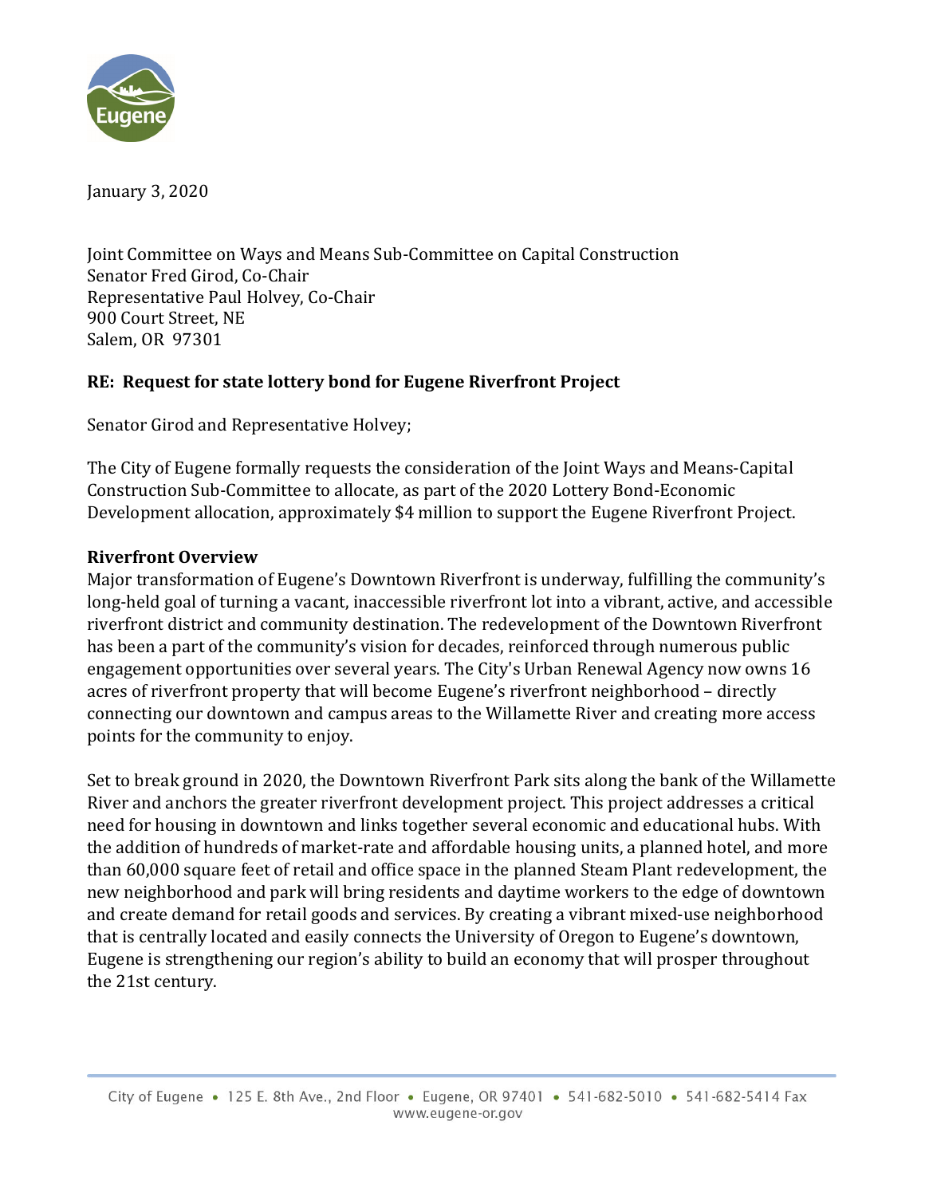January 3, 2020

Joint Committee on Ways and Means Sub-Committee on Capital Construction
Senator Fred Girod, Co-Chair
Representative Paul Holvey, Co-Chair
900 Court Street, NE
Salem, OR 97301

**RE: Request for state lottery bond for Eugene Riverfront Project**

Senator Girod and Representative Holvey;

The City of Eugene formally requests the consideration of the Joint Ways and Means-Capital Construction Sub-Committee to allocate, as part of the 2020 Lottery Bond-Economic Development allocation, approximately $4 million to support the Eugene Riverfront Project.

**Riverfront Overview**

Major transformation of Eugene's Downtown Riverfront is underway, fulfilling the community's long-held goal of turning a vacant, inaccessible riverfront lot into a vibrant, active, and accessible riverfront district and community destination. The redevelopment of the Downtown Riverfront has been a part of the community's vision for decades, reinforced through numerous public engagement opportunities over several years. The City's Urban Renewal Agency now owns 16 acres of riverfront property that will become Eugene's riverfront neighborhood – directly connecting our downtown and campus areas to the Willamette River and creating more access points for the community to enjoy.

Set to break ground in 2020, the Downtown Riverfront Park sits along the bank of the Willamette River and anchors the greater riverfront development project. This project addresses a critical need for housing in downtown and links together several economic and educational hubs. With the addition of hundreds of market-rate and affordable housing units, a planned hotel, and more than 60,000 square feet of retail and office space in the planned Steam Plant redevelopment, the new neighborhood and park will bring residents and daytime workers to the edge of downtown and create demand for retail goods and services. By creating a vibrant mixed-use neighborhood that is centrally located and easily connects the University of Oregon to Eugene's downtown, Eugene is strengthening our region's ability to build an economy that will prosper throughout the 21st century.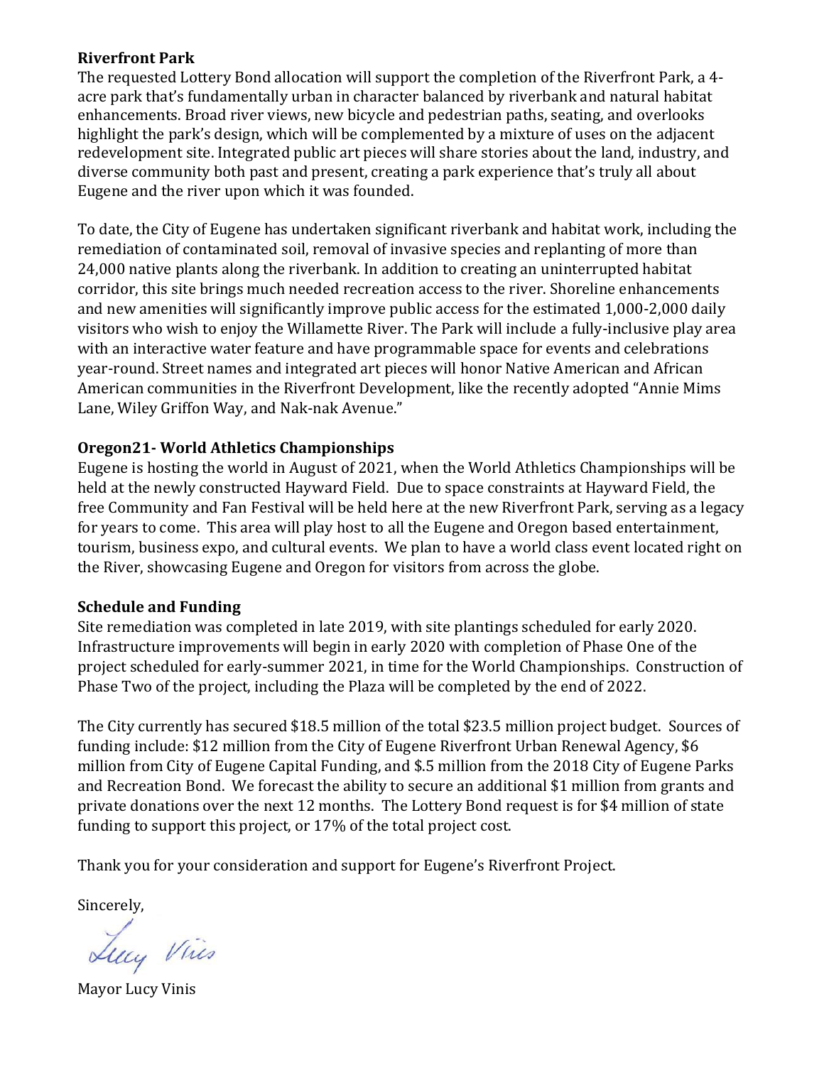**Riverfront Park**

The requested Lottery Bond allocation will support the completion of the Riverfront Park, a 4-acre park that's fundamentally urban in character balanced by riverbank and natural habitat enhancements. Broad river views, new bicycle and pedestrian paths, seating, and overlooks highlight the park's design, which will be complemented by a mixture of uses on the adjacent redevelopment site. Integrated public art pieces will share stories about the land, industry, and diverse community both past and present, creating a park experience that's truly all about Eugene and the river upon which it was founded.

To date, the City of Eugene has undertaken significant riverbank and habitat work, including the remediation of contaminated soil, removal of invasive species and replanting of more than 24,000 native plants along the riverbank. In addition to creating an uninterrupted habitat corridor, this site brings much needed recreation access to the river. Shoreline enhancements and new amenities will significantly improve public access for the estimated 1,000-2,000 daily visitors who wish to enjoy the Willamette River. The Park will include a fully-inclusive play area with an interactive water feature and have programmable space for events and celebrations year-round. Street names and integrated art pieces will honor Native American and African American communities in the Riverfront Development, like the recently adopted "Annie Mims Lane, Wiley Griffon Way, and Nak-nak Avenue."

**Oregon21- World Athletics Championships**

Eugene is hosting the world in August of 2021, when the World Athletics Championships will be held at the newly constructed Hayward Field. Due to space constraints at Hayward Field, the free Community and Fan Festival will be held here at the new Riverfront Park, serving as a legacy for years to come. This area will play host to all the Eugene and Oregon based entertainment, tourism, business expo, and cultural events. We plan to have a world class event located right on the River, showcasing Eugene and Oregon for visitors from across the globe.

**Schedule and Funding**

Site remediation was completed in late 2019, with site plantings scheduled for early 2020. Infrastructure improvements will begin in early 2020 with completion of Phase One of the project scheduled for early-summer 2021, in time for the World Championships. Construction of Phase Two of the project, including the Plaza will be completed by the end of 2022.

The City currently has secured $18.5 million of the total $23.5 million project budget. Sources of funding include: $12 million from the City of Eugene Riverfront Urban Renewal Agency, $6 million from City of Eugene Capital Funding, and $.5 million from the 2018 City of Eugene Parks and Recreation Bond. We forecast the ability to secure an additional $1 million from grants and private donations over the next 12 months. The Lottery Bond request is for $4 million of state funding to support this project, or 17% of the total project cost.

Thank you for your consideration and support for Eugene's Riverfront Project.

Sincerely,

Lucy Vinis

Mayor Lucy Vinis